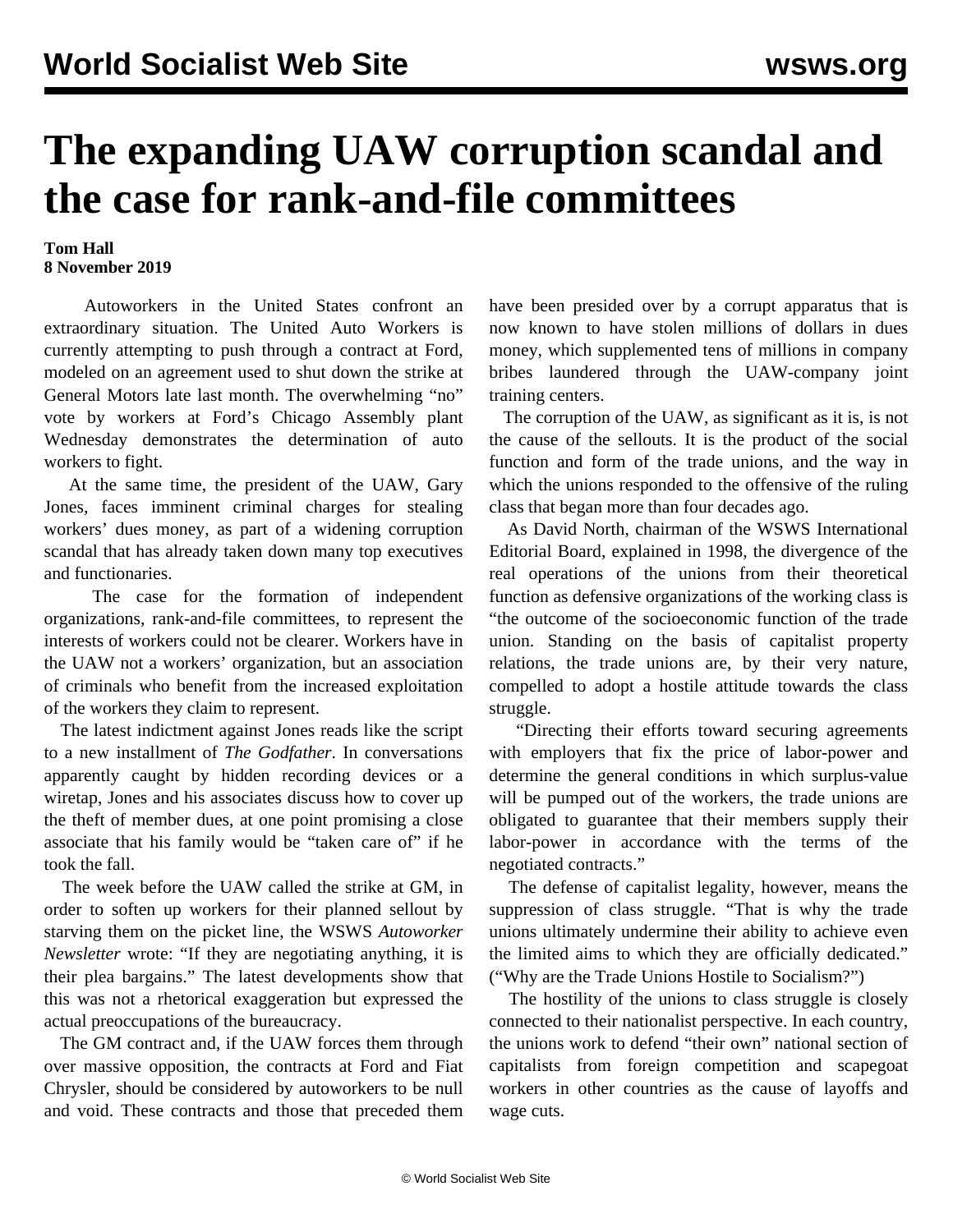# The expanding UAW corruption scandal and the case for rank-and-file committees

**Tom Hall**
**8 November 2019**

Autoworkers in the United States confront an extraordinary situation. The United Auto Workers is currently attempting to push through a contract at Ford, modeled on an agreement used to shut down the strike at General Motors late last month. The overwhelming "no" vote by workers at Ford's Chicago Assembly plant Wednesday demonstrates the determination of auto workers to fight.

At the same time, the president of the UAW, Gary Jones, faces imminent criminal charges for stealing workers' dues money, as part of a widening corruption scandal that has already taken down many top executives and functionaries.

The case for the formation of independent organizations, rank-and-file committees, to represent the interests of workers could not be clearer. Workers have in the UAW not a workers' organization, but an association of criminals who benefit from the increased exploitation of the workers they claim to represent.

The latest indictment against Jones reads like the script to a new installment of *The Godfather*. In conversations apparently caught by hidden recording devices or a wiretap, Jones and his associates discuss how to cover up the theft of member dues, at one point promising a close associate that his family would be "taken care of" if he took the fall.

The week before the UAW called the strike at GM, in order to soften up workers for their planned sellout by starving them on the picket line, the WSWS *Autoworker Newsletter* wrote: "If they are negotiating anything, it is their plea bargains." The latest developments show that this was not a rhetorical exaggeration but expressed the actual preoccupations of the bureaucracy.

The GM contract and, if the UAW forces them through over massive opposition, the contracts at Ford and Fiat Chrysler, should be considered by autoworkers to be null and void. These contracts and those that preceded them have been presided over by a corrupt apparatus that is now known to have stolen millions of dollars in dues money, which supplemented tens of millions in company bribes laundered through the UAW-company joint training centers.

The corruption of the UAW, as significant as it is, is not the cause of the sellouts. It is the product of the social function and form of the trade unions, and the way in which the unions responded to the offensive of the ruling class that began more than four decades ago.

As David North, chairman of the WSWS International Editorial Board, explained in 1998, the divergence of the real operations of the unions from their theoretical function as defensive organizations of the working class is "the outcome of the socioeconomic function of the trade union. Standing on the basis of capitalist property relations, the trade unions are, by their very nature, compelled to adopt a hostile attitude towards the class struggle.

"Directing their efforts toward securing agreements with employers that fix the price of labor-power and determine the general conditions in which surplus-value will be pumped out of the workers, the trade unions are obligated to guarantee that their members supply their labor-power in accordance with the terms of the negotiated contracts."

The defense of capitalist legality, however, means the suppression of class struggle. "That is why the trade unions ultimately undermine their ability to achieve even the limited aims to which they are officially dedicated." ("Why are the Trade Unions Hostile to Socialism?")

The hostility of the unions to class struggle is closely connected to their nationalist perspective. In each country, the unions work to defend "their own" national section of capitalists from foreign competition and scapegoat workers in other countries as the cause of layoffs and wage cuts.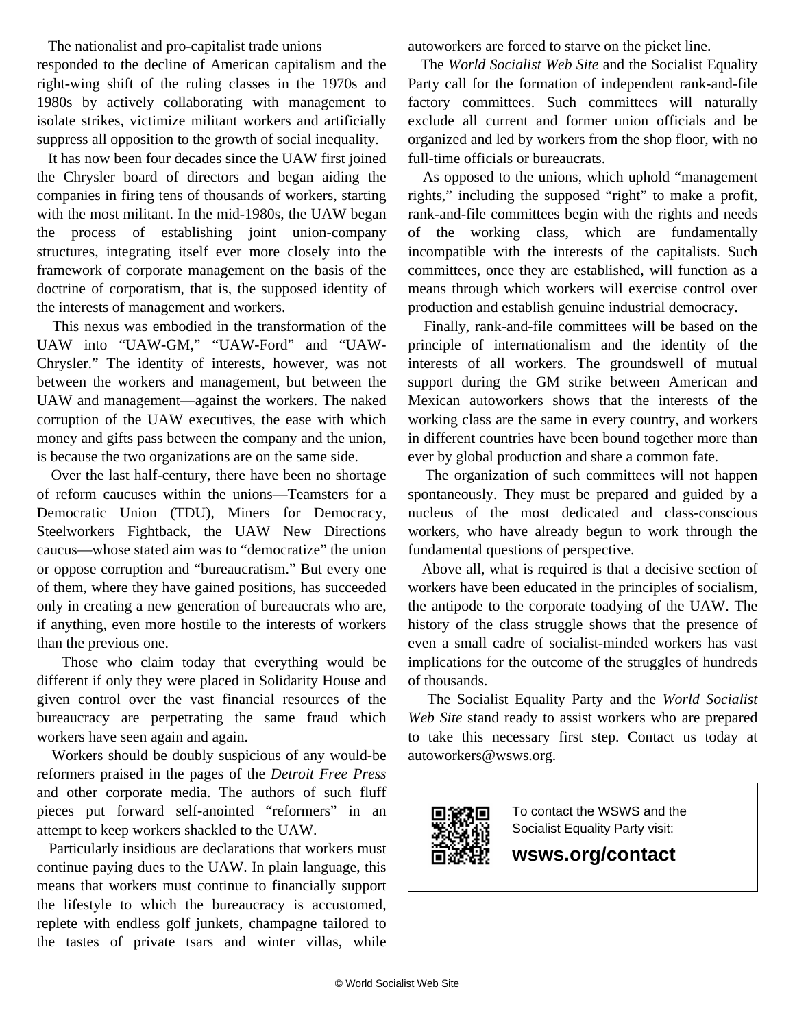The nationalist and pro-capitalist trade unions responded to the decline of American capitalism and the right-wing shift of the ruling classes in the 1970s and 1980s by actively collaborating with management to isolate strikes, victimize militant workers and artificially suppress all opposition to the growth of social inequality.

It has now been four decades since the UAW first joined the Chrysler board of directors and began aiding the companies in firing tens of thousands of workers, starting with the most militant. In the mid-1980s, the UAW began the process of establishing joint union-company structures, integrating itself ever more closely into the framework of corporate management on the basis of the doctrine of corporatism, that is, the supposed identity of the interests of management and workers.

This nexus was embodied in the transformation of the UAW into "UAW-GM," "UAW-Ford" and "UAW-Chrysler." The identity of interests, however, was not between the workers and management, but between the UAW and management—against the workers. The naked corruption of the UAW executives, the ease with which money and gifts pass between the company and the union, is because the two organizations are on the same side.

Over the last half-century, there have been no shortage of reform caucuses within the unions—Teamsters for a Democratic Union (TDU), Miners for Democracy, Steelworkers Fightback, the UAW New Directions caucus—whose stated aim was to "democratize" the union or oppose corruption and "bureaucratism." But every one of them, where they have gained positions, has succeeded only in creating a new generation of bureaucrats who are, if anything, even more hostile to the interests of workers than the previous one.

Those who claim today that everything would be different if only they were placed in Solidarity House and given control over the vast financial resources of the bureaucracy are perpetrating the same fraud which workers have seen again and again.

Workers should be doubly suspicious of any would-be reformers praised in the pages of the *Detroit Free Press* and other corporate media. The authors of such fluff pieces put forward self-anointed "reformers" in an attempt to keep workers shackled to the UAW.

Particularly insidious are declarations that workers must continue paying dues to the UAW. In plain language, this means that workers must continue to financially support the lifestyle to which the bureaucracy is accustomed, replete with endless golf junkets, champagne tailored to the tastes of private tsars and winter villas, while autoworkers are forced to starve on the picket line.

The *World Socialist Web Site* and the Socialist Equality Party call for the formation of independent rank-and-file factory committees. Such committees will naturally exclude all current and former union officials and be organized and led by workers from the shop floor, with no full-time officials or bureaucrats.

As opposed to the unions, which uphold "management rights," including the supposed "right" to make a profit, rank-and-file committees begin with the rights and needs of the working class, which are fundamentally incompatible with the interests of the capitalists. Such committees, once they are established, will function as a means through which workers will exercise control over production and establish genuine industrial democracy.

Finally, rank-and-file committees will be based on the principle of internationalism and the identity of the interests of all workers. The groundswell of mutual support during the GM strike between American and Mexican autoworkers shows that the interests of the working class are the same in every country, and workers in different countries have been bound together more than ever by global production and share a common fate.

The organization of such committees will not happen spontaneously. They must be prepared and guided by a nucleus of the most dedicated and class-conscious workers, who have already begun to work through the fundamental questions of perspective.

Above all, what is required is that a decisive section of workers have been educated in the principles of socialism, the antipode to the corporate toadying of the UAW. The history of the class struggle shows that the presence of even a small cadre of socialist-minded workers has vast implications for the outcome of the struggles of hundreds of thousands.

The Socialist Equality Party and the *World Socialist Web Site* stand ready to assist workers who are prepared to take this necessary first step. Contact us today at autoworkers@wsws.org.

To contact the WSWS and the Socialist Equality Party visit:

**wsws.org/contact**

© World Socialist Web Site